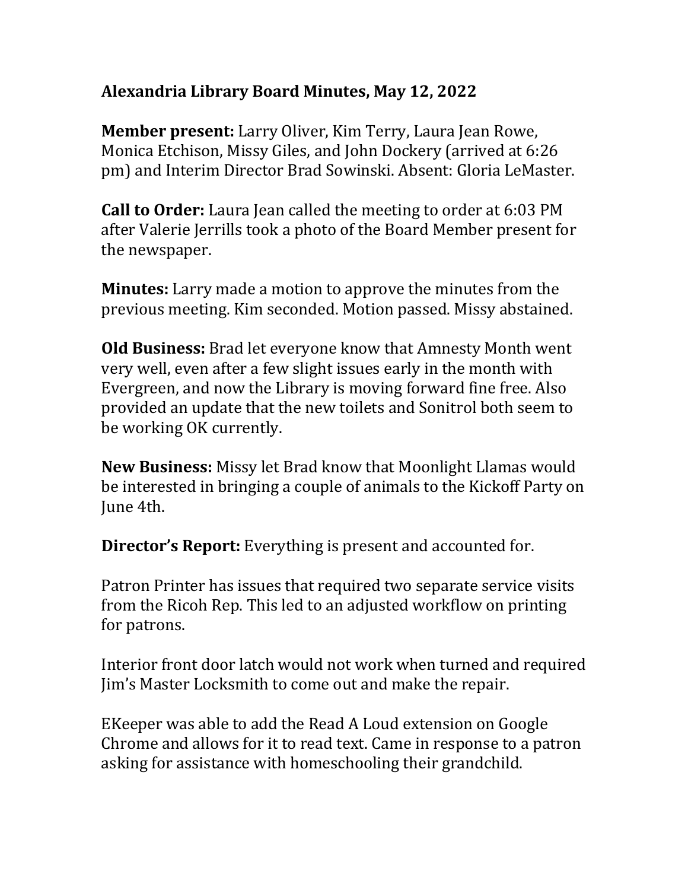# Alexandria Library Board Minutes, May 12, 2022

**Member present:** Larry Oliver, Kim Terry, Laura Jean Rowe, Monica Etchison, Missy Giles, and John Dockery (arrived at 6:26 pm) and Interim Director Brad Sowinski. Absent: Gloria LeMaster.

**Call to Order:** Laura Jean called the meeting to order at 6:03 PM after Valerie Jerrills took a photo of the Board Member present for the newspaper.

**Minutes:** Larry made a motion to approve the minutes from the previous meeting. Kim seconded. Motion passed. Missy abstained.

**Old Business:** Brad let everyone know that Amnesty Month went very well, even after a few slight issues early in the month with Evergreen, and now the Library is moving forward fine free. Also provided an update that the new toilets and Sonitrol both seem to be working OK currently.

**New Business:** Missy let Brad know that Moonlight Llamas would be interested in bringing a couple of animals to the Kickoff Party on June 4th.

**Director's Report:** Everything is present and accounted for.

Patron Printer has issues that required two separate service visits from the Ricoh Rep. This led to an adjusted workflow on printing for patrons.

Interior front door latch would not work when turned and required Jim's Master Locksmith to come out and make the repair.

EKeeper was able to add the Read A Loud extension on Google Chrome and allows for it to read text. Came in response to a patron asking for assistance with homeschooling their grandchild.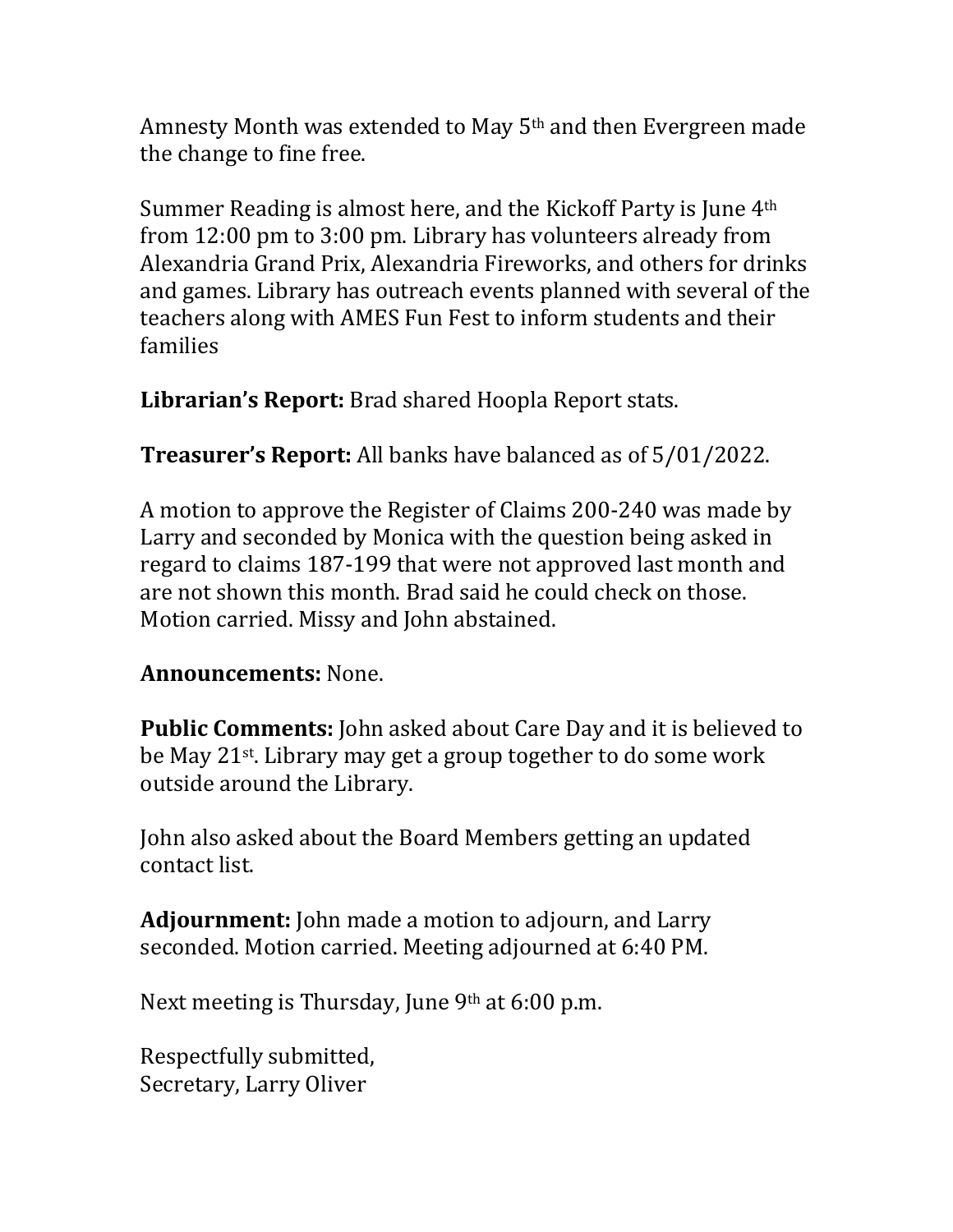Amnesty Month was extended to May 5th and then Evergreen made the change to fine free.

Summer Reading is almost here, and the Kickoff Party is June 4th from 12:00 pm to 3:00 pm. Library has volunteers already from Alexandria Grand Prix, Alexandria Fireworks, and others for drinks and games. Library has outreach events planned with several of the teachers along with AMES Fun Fest to inform students and their families

**Librarian's Report:** Brad shared Hoopla Report stats.

**Treasurer's Report:** All banks have balanced as of 5/01/2022.

A motion to approve the Register of Claims 200-240 was made by Larry and seconded by Monica with the question being asked in regard to claims 187-199 that were not approved last month and are not shown this month. Brad said he could check on those. Motion carried. Missy and John abstained.

**Announcements:** None.

**Public Comments:** John asked about Care Day and it is believed to be May 21st. Library may get a group together to do some work outside around the Library.

John also asked about the Board Members getting an updated contact list.

**Adjournment:** John made a motion to adjourn, and Larry seconded. Motion carried. Meeting adjourned at 6:40 PM.

Next meeting is Thursday, June 9th at 6:00 p.m.

Respectfully submitted,
Secretary, Larry Oliver